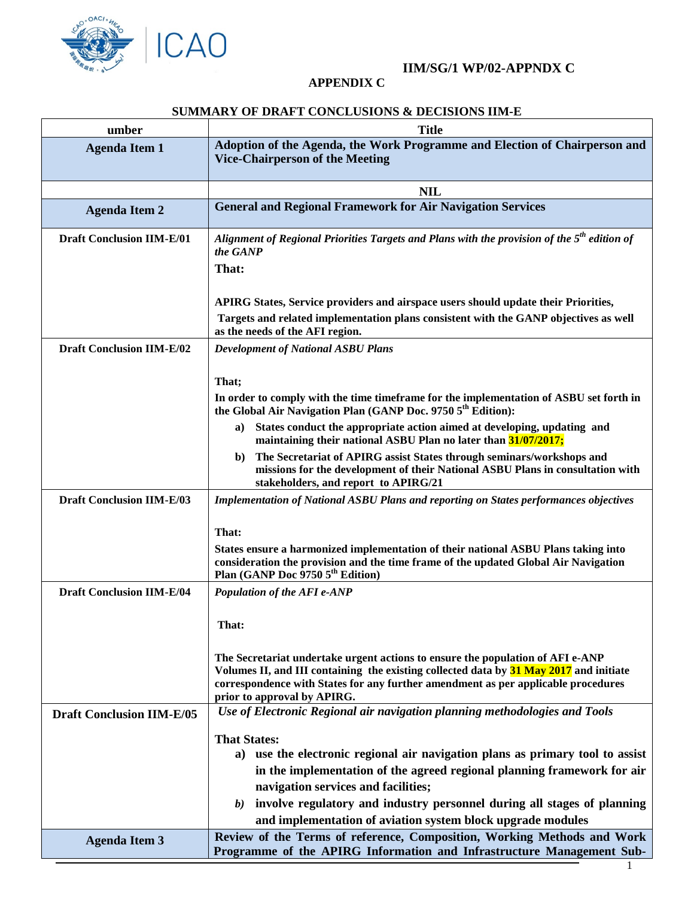IIM/SG/1 WP/02-APPNDX C

**APPENDIX C**

**SUMMARY OF DRAFT CONCLUSIONS & DECISIONS IIM-E**

| umber | Title |
| --- | --- |
| **Agenda Item 1** | **Adoption of the Agenda, the Work Programme and Election of Chairperson and Vice-Chairperson of the Meeting** |
| | **NIL** |
| **Agenda Item 2** | **General and Regional Framework for Air Navigation Services** |
| **Draft Conclusion IIM-E/01** | ***Alignment of Regional Priorities Targets and Plans with the provision of the 5th edition of the GANP*** <br> **That:** <br> **APIRG States, Service providers and airspace users should update their Priorities, Targets and related implementation plans consistent with the GANP objectives as well as the needs of the AFI region.** |
| **Draft Conclusion IIM-E/02** | ***Development of National ASBU Plans*** <br> **That;** <br> **In order to comply with the time timeframe for the implementation of ASBU set forth in the Global Air Navigation Plan (GANP Doc. 9750 5th Edition):** <br> **a) States conduct the appropriate action aimed at developing, updating and maintaining their national ASBU Plan no later than 31/07/2017;** <br> **b) The Secretariat of APIRG assist States through seminars/workshops and missions for the development of their National ASBU Plans in consultation with stakeholders, and report to APIRG/21** |
| **Draft Conclusion IIM-E/03** | ***Implementation of National ASBU Plans and reporting on States performances objectives*** <br> **That:** <br> **States ensure a harmonized implementation of their national ASBU Plans taking into consideration the provision and the time frame of the updated Global Air Navigation Plan (GANP Doc 9750 5th Edition)** |
| **Draft Conclusion IIM-E/04** | ***Population of the AFI e-ANP*** <br> **That:** <br> **The Secretariat undertake urgent actions to ensure the population of AFI e-ANP Volumes II, and III containing the existing collected data by 31 May 2017 and initiate correspondence with States for any further amendment as per applicable procedures prior to approval by APIRG.** |
| **Draft Conclusion IIM-E/05** | ***Use of Electronic Regional air navigation planning methodologies and Tools*** <br> **That States:** <br> **a) use the electronic regional air navigation plans as primary tool to assist in the implementation of the agreed regional planning framework for air navigation services and facilities;** <br> ***b)*** **involve regulatory and industry personnel during all stages of planning and implementation of aviation system block upgrade modules** |
| **Agenda Item 3** | **Review of the Terms of reference, Composition, Working Methods and Work Programme of the APIRG Information and Infrastructure Management Sub-** |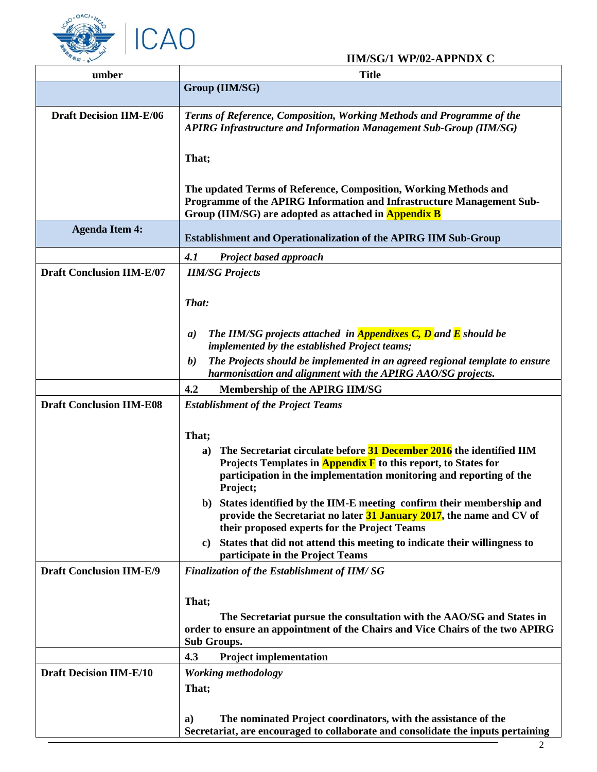| umber | Title |
|---|---|
| | **Group (IIM/SG)** |
| **Draft Decision IIM-E/06** | ***Terms of Reference, Composition, Working Methods and Programme of the APIRG Infrastructure and Information Management Sub-Group (IIM/SG)***<br><br>**That;**<br><br>**The updated Terms of Reference, Composition, Working Methods and Programme of the APIRG Information and Infrastructure Management Sub-Group (IIM/SG) are adopted as attached in Appendix B** |
| **Agenda Item 4:** | **Establishment and Operationalization of the APIRG IIM Sub-Group** |
| | ***4.1 Project based approach*** |
| **Draft Conclusion IIM-E/07** | ***IIM/SG Projects***<br><br>***That:***<br><br>***a) The IIM/SG projects attached in Appendixes C, D and E should be implemented by the established Project teams;***<br>***b) The Projects should be implemented in an agreed regional template to ensure harmonisation and alignment with the APIRG AAO/SG projects.*** |
| | **4.2 Membership of the APIRG IIM/SG** |
| **Draft Conclusion IIM-E08** | ***Establishment of the Project Teams***<br><br>**That;**<br>**a) The Secretariat circulate before 31 December 2016 the identified IIM Projects Templates in Appendix F to this report, to States for participation in the implementation monitoring and reporting of the Project;**<br>**b) States identified by the IIM-E meeting confirm their membership and provide the Secretariat no later 31 January 2017, the name and CV of their proposed experts for the Project Teams**<br>**c) States that did not attend this meeting to indicate their willingness to participate in the Project Teams** |
| **Draft Conclusion IIM-E/9** | ***Finalization of the Establishment of IIM/ SG***<br><br>**That;**<br>**The Secretariat pursue the consultation with the AAO/SG and States in order to ensure an appointment of the Chairs and Vice Chairs of the two APIRG Sub Groups.** |
| | **4.3 Project implementation** |
| **Draft Decision IIM-E/10** | ***Working methodology***<br>**That;**<br><br>**a) The nominated Project coordinators, with the assistance of the Secretariat, are encouraged to collaborate and consolidate the inputs pertaining** |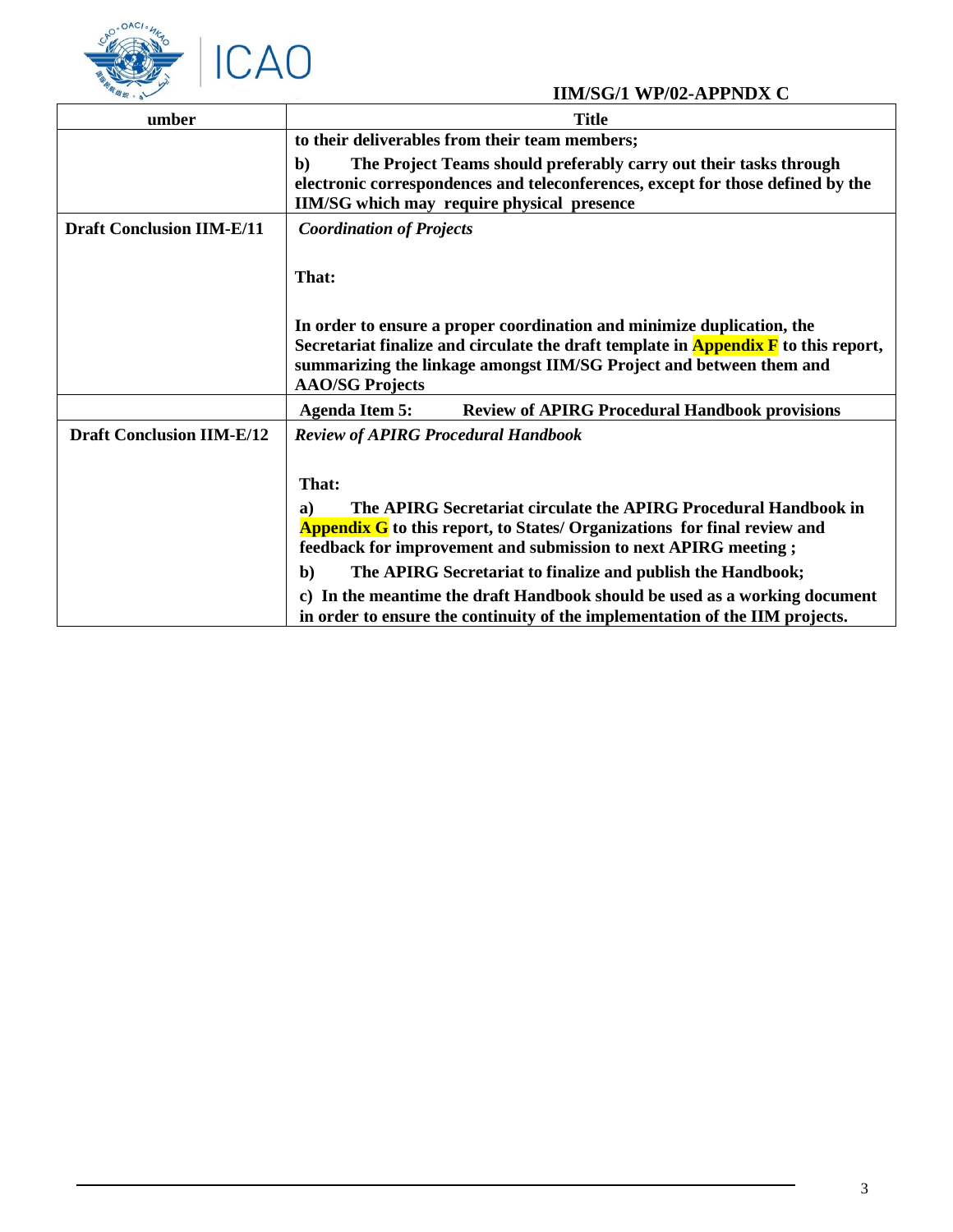| umber | Title |
|---|---|
| | **to their deliverables from their team members;**<br>**b) The Project Teams should preferably carry out their tasks through electronic correspondences and teleconferences, except for those defined by the IIM/SG which may require physical presence** |
| **Draft Conclusion IIM-E/11** | ***Coordination of Projects***<br><br>**That:**<br><br>**In order to ensure a proper coordination and minimize duplication, the Secretariat finalize and circulate the draft template in Appendix F to this report, summarizing the linkage amongst IIM/SG Project and between them and AAO/SG Projects** |
| | **Agenda Item 5: Review of APIRG Procedural Handbook provisions** |
| **Draft Conclusion IIM-E/12** | ***Review of APIRG Procedural Handbook***<br><br>**That:**<br>**a) The APIRG Secretariat circulate the APIRG Procedural Handbook in Appendix G to this report, to States/ Organizations for final review and feedback for improvement and submission to next APIRG meeting ;**<br>**b) The APIRG Secretariat to finalize and publish the Handbook;**<br>**c) In the meantime the draft Handbook should be used as a working document in order to ensure the continuity of the implementation of the IIM projects.** |